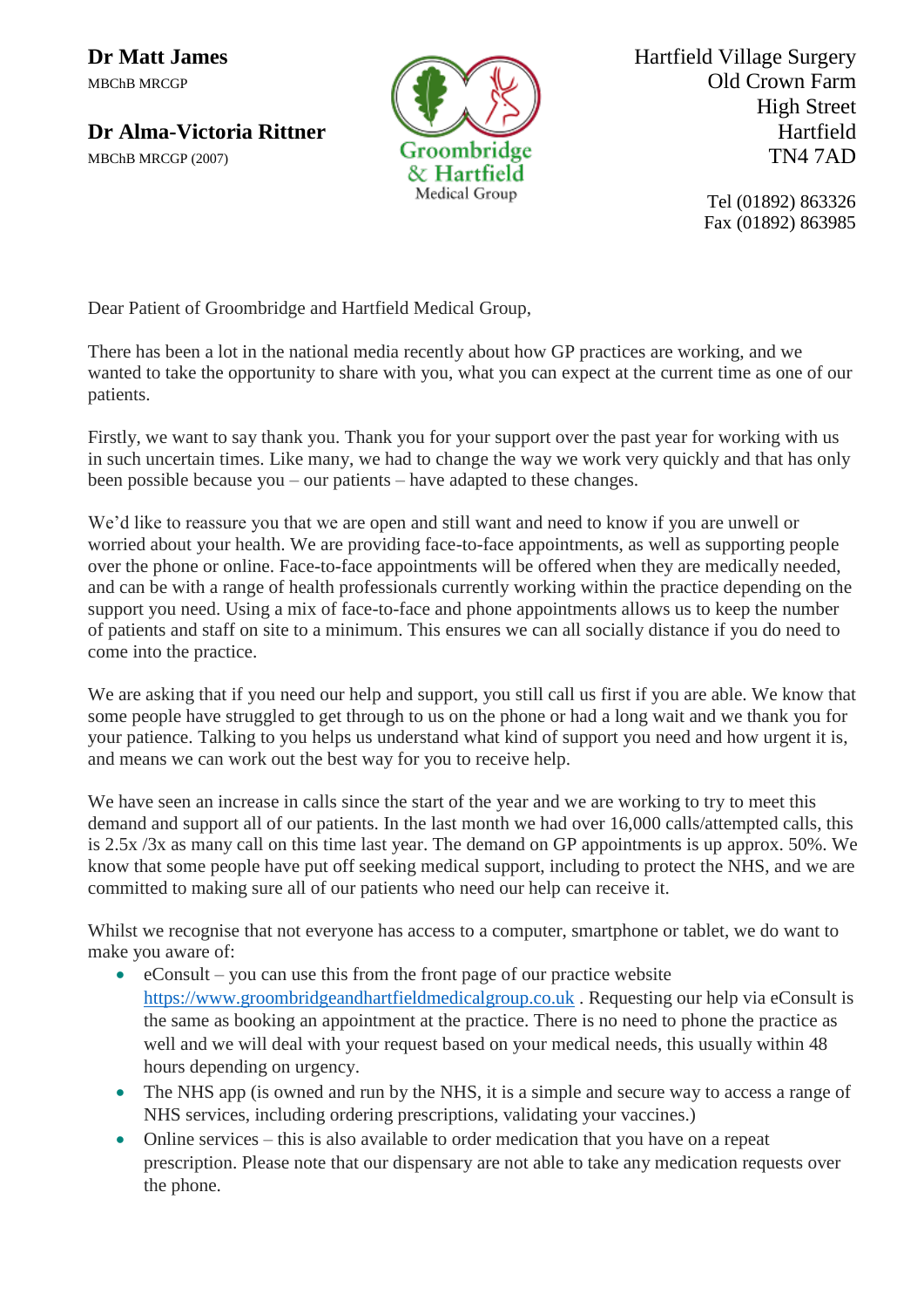**Dr Matt James**
MBChB MRCGP

**Dr Alma-Victoria Rittner**
MBChB MRCGP (2007)

Groombridge & Hartfield Medical Group

Hartfield Village Surgery
Old Crown Farm
High Street
Hartfield
TN4 7AD

Tel (01892) 863326
Fax (01892) 863985

Dear Patient of Groombridge and Hartfield Medical Group,

There has been a lot in the national media recently about how GP practices are working, and we wanted to take the opportunity to share with you, what you can expect at the current time as one of our patients.

Firstly, we want to say thank you. Thank you for your support over the past year for working with us in such uncertain times. Like many, we had to change the way we work very quickly and that has only been possible because you – our patients – have adapted to these changes.

We'd like to reassure you that we are open and still want and need to know if you are unwell or worried about your health. We are providing face-to-face appointments, as well as supporting people over the phone or online. Face-to-face appointments will be offered when they are medically needed, and can be with a range of health professionals currently working within the practice depending on the support you need. Using a mix of face-to-face and phone appointments allows us to keep the number of patients and staff on site to a minimum. This ensures we can all socially distance if you do need to come into the practice.

We are asking that if you need our help and support, you still call us first if you are able. We know that some people have struggled to get through to us on the phone or had a long wait and we thank you for your patience. Talking to you helps us understand what kind of support you need and how urgent it is, and means we can work out the best way for you to receive help.

We have seen an increase in calls since the start of the year and we are working to try to meet this demand and support all of our patients. In the last month we had over 16,000 calls/attempted calls, this is 2.5x /3x as many call on this time last year. The demand on GP appointments is up approx. 50%. We know that some people have put off seeking medical support, including to protect the NHS, and we are committed to making sure all of our patients who need our help can receive it.

Whilst we recognise that not everyone has access to a computer, smartphone or tablet, we do want to make you aware of:

- eConsult – you can use this from the front page of our practice website https://www.groombridgeandhartfieldmedicalgroup.co.uk . Requesting our help via eConsult is the same as booking an appointment at the practice. There is no need to phone the practice as well and we will deal with your request based on your medical needs, this usually within 48 hours depending on urgency.
- The NHS app (is owned and run by the NHS, it is a simple and secure way to access a range of NHS services, including ordering prescriptions, validating your vaccines.)
- Online services – this is also available to order medication that you have on a repeat prescription. Please note that our dispensary are not able to take any medication requests over the phone.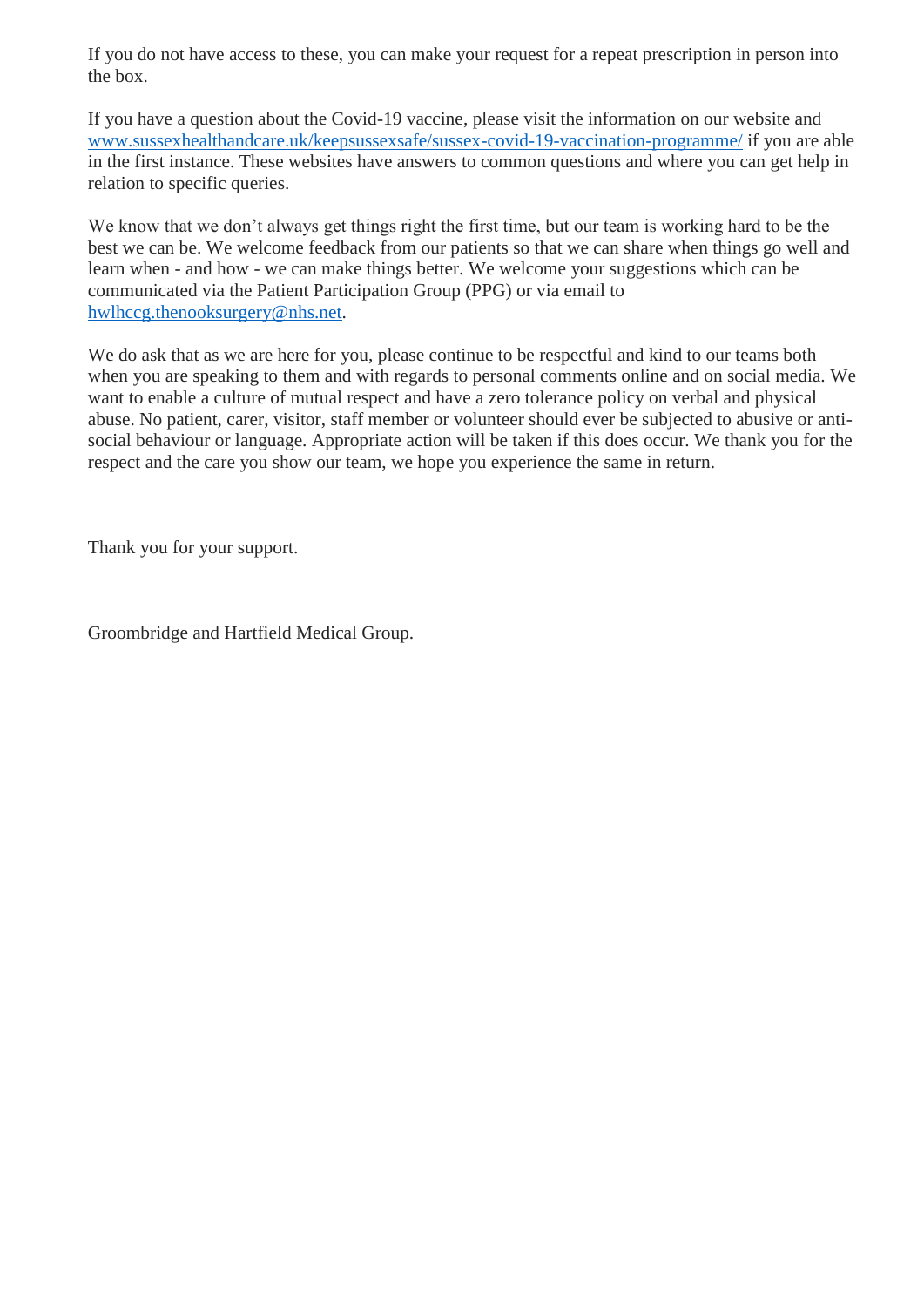If you do not have access to these, you can make your request for a repeat prescription in person into the box.

If you have a question about the Covid-19 vaccine, please visit the information on our website and [www.sussexhealthandcare.uk/keepsussexsafe/sussex-covid-19-vaccination-programme/](www.sussexhealthandcare.uk/keepsussexsafe/sussex-covid-19-vaccination-programme/) if you are able in the first instance. These websites have answers to common questions and where you can get help in relation to specific queries.

We know that we don't always get things right the first time, but our team is working hard to be the best we can be. We welcome feedback from our patients so that we can share when things go well and learn when - and how - we can make things better. We welcome your suggestions which can be communicated via the Patient Participation Group (PPG) or via email to [hwlhccg.thenooksurgery@nhs.net](mailto:hwlhccg.thenooksurgery@nhs.net).

We do ask that as we are here for you, please continue to be respectful and kind to our teams both when you are speaking to them and with regards to personal comments online and on social media. We want to enable a culture of mutual respect and have a zero tolerance policy on verbal and physical abuse. No patient, carer, visitor, staff member or volunteer should ever be subjected to abusive or anti-social behaviour or language. Appropriate action will be taken if this does occur. We thank you for the respect and the care you show our team, we hope you experience the same in return.

Thank you for your support.

Groombridge and Hartfield Medical Group.